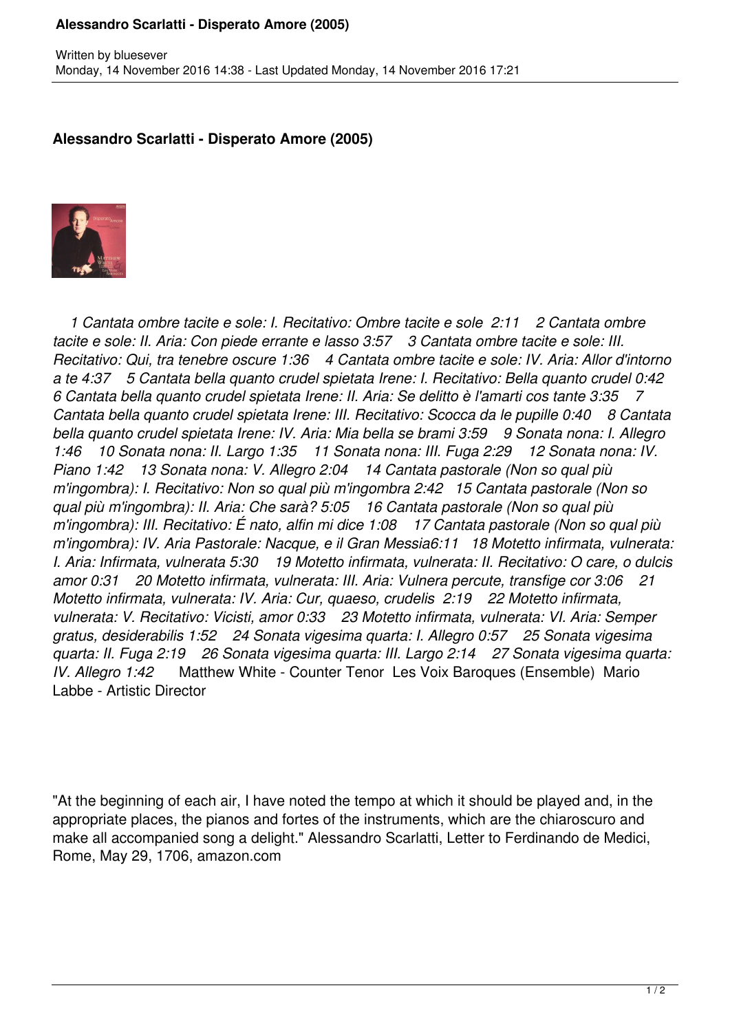# Alessandro Scarlatti - Disperato Amore (2005)

Written by bluesever
Monday, 14 November 2016 14:38 - Last Updated Monday, 14 November 2016 17:21

## Alessandro Scarlatti - Disperato Amore (2005)

*1 Cantata ombre tacite e sole: I. Recitativo: Ombre tacite e sole 2:11 2 Cantata ombre tacite e sole: II. Aria: Con piede errante e lasso 3:57 3 Cantata ombre tacite e sole: III. Recitativo: Qui, tra tenebre oscure 1:36 4 Cantata ombre tacite e sole: IV. Aria: Allor d'intorno a te 4:37 5 Cantata bella quanto crudel spietata Irene: I. Recitativo: Bella quanto crudel 0:42 6 Cantata bella quanto crudel spietata Irene: II. Aria: Se delitto è l'amarti cos tante 3:35 7 Cantata bella quanto crudel spietata Irene: III. Recitativo: Scocca da le pupille 0:40 8 Cantata bella quanto crudel spietata Irene: IV. Aria: Mia bella se brami 3:59 9 Sonata nona: I. Allegro 1:46 10 Sonata nona: II. Largo 1:35 11 Sonata nona: III. Fuga 2:29 12 Sonata nona: IV. Piano 1:42 13 Sonata nona: V. Allegro 2:04 14 Cantata pastorale (Non so qual più m'ingombra): I. Recitativo: Non so qual più m'ingombra 2:42 15 Cantata pastorale (Non so qual più m'ingombra): II. Aria: Che sarà? 5:05 16 Cantata pastorale (Non so qual più m'ingombra): III. Recitativo: É nato, alfin mi dice 1:08 17 Cantata pastorale (Non so qual più m'ingombra): IV. Aria Pastorale: Nacque, e il Gran Messia6:11 18 Motetto infirmata, vulnerata: I. Aria: Infirmata, vulnerata 5:30 19 Motetto infirmata, vulnerata: II. Recitativo: O care, o dulcis amor 0:31 20 Motetto infirmata, vulnerata: III. Aria: Vulnera percute, transfige cor 3:06 21 Motetto infirmata, vulnerata: IV. Aria: Cur, quaeso, crudelis 2:19 22 Motetto infirmata, vulnerata: V. Recitativo: Vicisti, amor 0:33 23 Motetto infirmata, vulnerata: VI. Aria: Semper gratus, desiderabilis 1:52 24 Sonata vigesima quarta: I. Allegro 0:57 25 Sonata vigesima quarta: II. Fuga 2:19 26 Sonata vigesima quarta: III. Largo 2:14 27 Sonata vigesima quarta: IV. Allegro 1:42* Matthew White - Counter Tenor Les Voix Baroques (Ensemble) Mario Labbe - Artistic Director

"At the beginning of each air, I have noted the tempo at which it should be played and, in the appropriate places, the pianos and fortes of the instruments, which are the chiaroscuro and make all accompanied song a delight." Alessandro Scarlatti, Letter to Ferdinando de Medici, Rome, May 29, 1706, amazon.com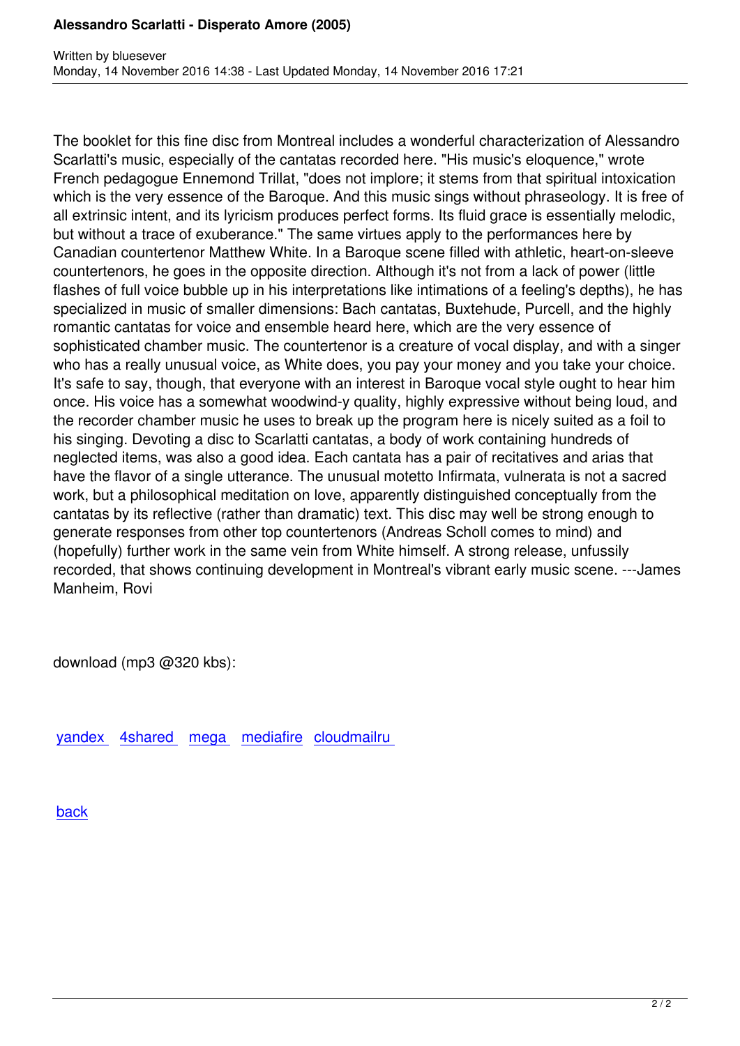The booklet for this fine disc from Montreal includes a wonderful characterization of Alessandro Scarlatti's music, especially of the cantatas recorded here. "His music's eloquence," wrote French pedagogue Ennemond Trillat, "does not implore; it stems from that spiritual intoxication which is the very essence of the Baroque. And this music sings without phraseology. It is free of all extrinsic intent, and its lyricism produces perfect forms. Its fluid grace is essentially melodic, but without a trace of exuberance." The same virtues apply to the performances here by Canadian countertenor Matthew White. In a Baroque scene filled with athletic, heart-on-sleeve countertenors, he goes in the opposite direction. Although it's not from a lack of power (little flashes of full voice bubble up in his interpretations like intimations of a feeling's depths), he has specialized in music of smaller dimensions: Bach cantatas, Buxtehude, Purcell, and the highly romantic cantatas for voice and ensemble heard here, which are the very essence of sophisticated chamber music. The countertenor is a creature of vocal display, and with a singer who has a really unusual voice, as White does, you pay your money and you take your choice. It's safe to say, though, that everyone with an interest in Baroque vocal style ought to hear him once. His voice has a somewhat woodwind-y quality, highly expressive without being loud, and the recorder chamber music he uses to break up the program here is nicely suited as a foil to his singing. Devoting a disc to Scarlatti cantatas, a body of work containing hundreds of neglected items, was also a good idea. Each cantata has a pair of recitatives and arias that have the flavor of a single utterance. The unusual motetto Infirmata, vulnerata is not a sacred work, but a philosophical meditation on love, apparently distinguished conceptually from the cantatas by its reflective (rather than dramatic) text. This disc may well be strong enough to generate responses from other top countertenors (Andreas Scholl comes to mind) and (hopefully) further work in the same vein from White himself. A strong release, unfussily recorded, that shows continuing development in Montreal's vibrant early music scene. ---James Manheim, Rovi

download (mp3 @320 kbs):

yandex 4shared mega mediafire cloudmailru

back